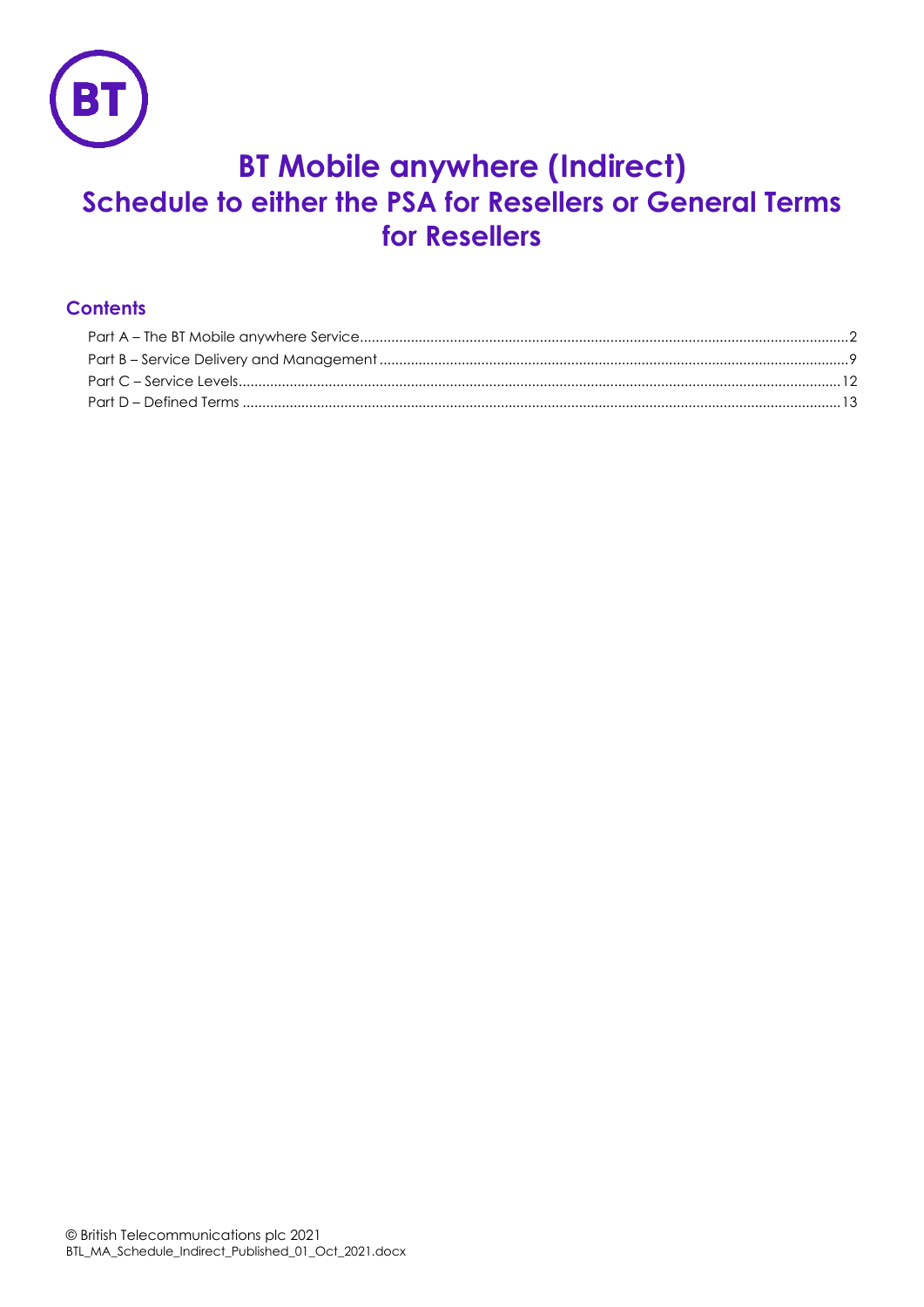# BT Mobile anywhere (Indirect)
# Schedule to either the PSA for Resellers or General Terms for Resellers

## Contents

Part A – The BT Mobile anywhere Service .......... 2
Part B – Service Delivery and Management .......... 9
Part C – Service Levels .......... 12
Part D – Defined Terms .......... 13

© British Telecommunications plc 2021
BTL_MA_Schedule_Indirect_Published_01_Oct_2021.docx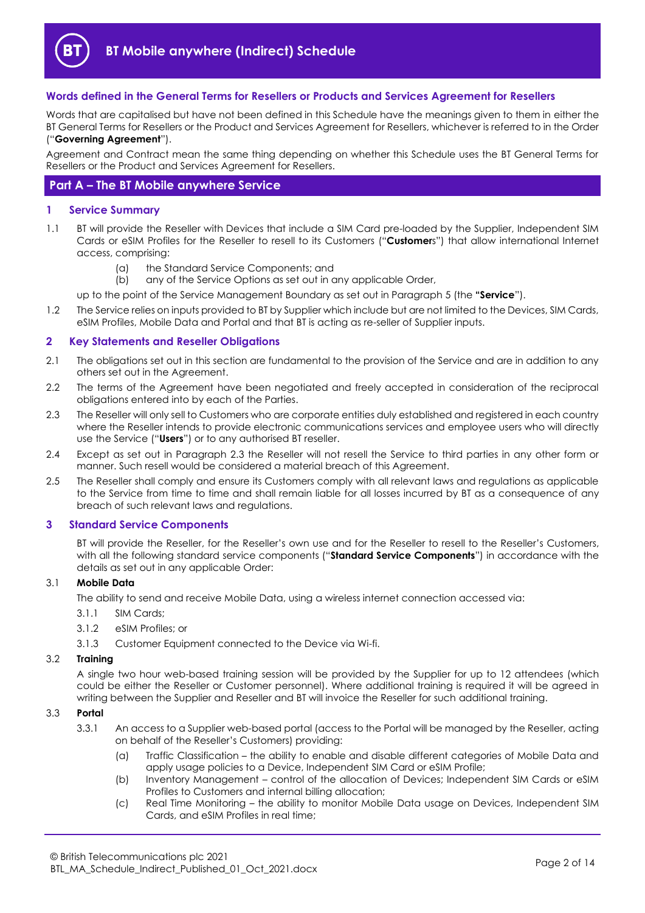# BT Mobile anywhere (Indirect) Schedule

## Words defined in the General Terms for Resellers or Products and Services Agreement for Resellers

Words that are capitalised but have not been defined in this Schedule have the meanings given to them in either the BT General Terms for Resellers or the Product and Services Agreement for Resellers, whichever is referred to in the Order ("**Governing Agreement**").

Agreement and Contract mean the same thing depending on whether this Schedule uses the BT General Terms for Resellers or the Product and Services Agreement for Resellers.

## Part A – The BT Mobile anywhere Service

### 1 Service Summary

1.1 BT will provide the Reseller with Devices that include a SIM Card pre-loaded by the Supplier, Independent SIM Cards or eSIM Profiles for the Reseller to resell to its Customers ("**Customer**s") that allow international Internet access, comprising:

(a) the Standard Service Components; and
(b) any of the Service Options as set out in any applicable Order,

up to the point of the Service Management Boundary as set out in Paragraph 5 (the **"Service**").

1.2 The Service relies on inputs provided to BT by Supplier which include but are not limited to the Devices, SIM Cards, eSIM Profiles, Mobile Data and Portal and that BT is acting as re-seller of Supplier inputs.

### 2 Key Statements and Reseller Obligations

2.1 The obligations set out in this section are fundamental to the provision of the Service and are in addition to any others set out in the Agreement.

2.2 The terms of the Agreement have been negotiated and freely accepted in consideration of the reciprocal obligations entered into by each of the Parties.

2.3 The Reseller will only sell to Customers who are corporate entities duly established and registered in each country where the Reseller intends to provide electronic communications services and employee users who will directly use the Service ("**Users**") or to any authorised BT reseller.

2.4 Except as set out in Paragraph 2.3 the Reseller will not resell the Service to third parties in any other form or manner. Such resell would be considered a material breach of this Agreement.

2.5 The Reseller shall comply and ensure its Customers comply with all relevant laws and regulations as applicable to the Service from time to time and shall remain liable for all losses incurred by BT as a consequence of any breach of such relevant laws and regulations.

### 3 Standard Service Components

BT will provide the Reseller, for the Reseller's own use and for the Reseller to resell to the Reseller's Customers, with all the following standard service components ("**Standard Service Components**") in accordance with the details as set out in any applicable Order:

3.1 **Mobile Data**

The ability to send and receive Mobile Data, using a wireless internet connection accessed via:

3.1.1 SIM Cards;

3.1.2 eSIM Profiles; or

3.1.3 Customer Equipment connected to the Device via Wi-fi.

3.2 **Training**

A single two hour web-based training session will be provided by the Supplier for up to 12 attendees (which could be either the Reseller or Customer personnel). Where additional training is required it will be agreed in writing between the Supplier and Reseller and BT will invoice the Reseller for such additional training.

3.3 **Portal**

3.3.1 An access to a Supplier web-based portal (access to the Portal will be managed by the Reseller, acting on behalf of the Reseller's Customers) providing:

(a) Traffic Classification – the ability to enable and disable different categories of Mobile Data and apply usage policies to a Device, Independent SIM Card or eSIM Profile;
(b) Inventory Management – control of the allocation of Devices; Independent SIM Cards or eSIM Profiles to Customers and internal billing allocation;
(c) Real Time Monitoring – the ability to monitor Mobile Data usage on Devices, Independent SIM Cards, and eSIM Profiles in real time;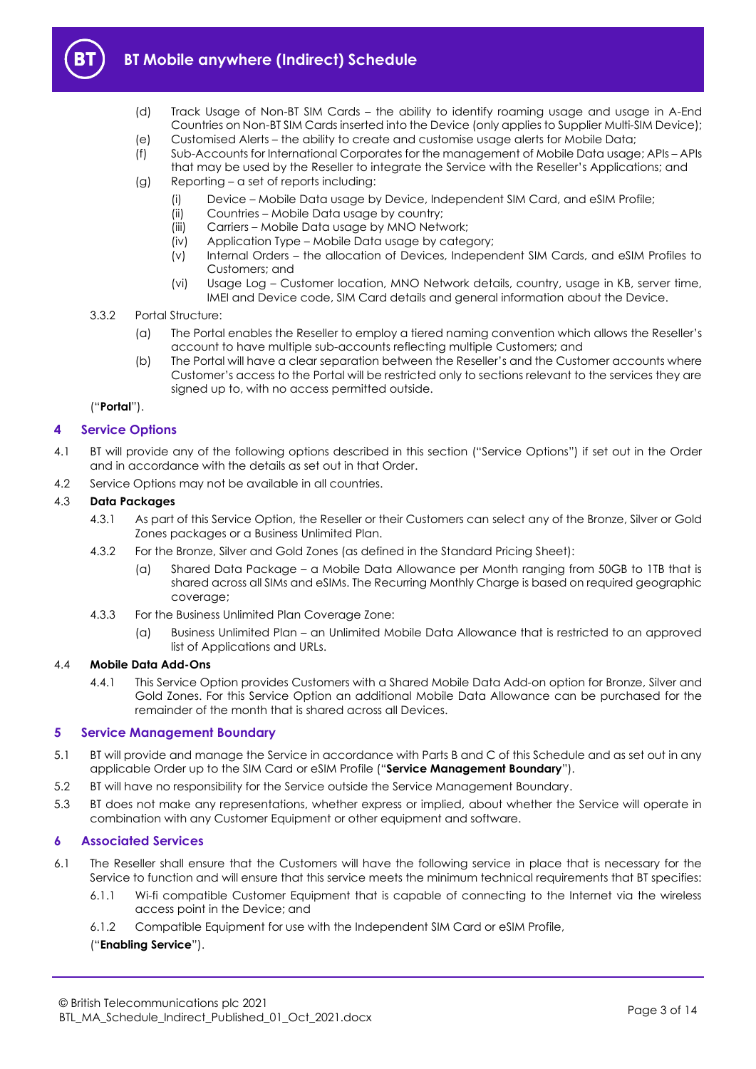(d) Track Usage of Non-BT SIM Cards – the ability to identify roaming usage and usage in A-End Countries on Non-BT SIM Cards inserted into the Device (only applies to Supplier Multi-SIM Device);

(e) Customised Alerts – the ability to create and customise usage alerts for Mobile Data;

(f) Sub-Accounts for International Corporates for the management of Mobile Data usage; APIs – APIs that may be used by the Reseller to integrate the Service with the Reseller's Applications; and

(g) Reporting – a set of reports including:

(i) Device – Mobile Data usage by Device, Independent SIM Card, and eSIM Profile;

(ii) Countries – Mobile Data usage by country;

(iii) Carriers – Mobile Data usage by MNO Network;

(iv) Application Type – Mobile Data usage by category;

(v) Internal Orders – the allocation of Devices, Independent SIM Cards, and eSIM Profiles to Customers; and

(vi) Usage Log – Customer location, MNO Network details, country, usage in KB, server time, IMEI and Device code, SIM Card details and general information about the Device.

3.3.2 Portal Structure:

(a) The Portal enables the Reseller to employ a tiered naming convention which allows the Reseller's account to have multiple sub-accounts reflecting multiple Customers; and

(b) The Portal will have a clear separation between the Reseller's and the Customer accounts where Customer's access to the Portal will be restricted only to sections relevant to the services they are signed up to, with no access permitted outside.

("**Portal**").

## 4 Service Options

4.1 BT will provide any of the following options described in this section ("Service Options") if set out in the Order and in accordance with the details as set out in that Order.

4.2 Service Options may not be available in all countries.

4.3 **Data Packages**

4.3.1 As part of this Service Option, the Reseller or their Customers can select any of the Bronze, Silver or Gold Zones packages or a Business Unlimited Plan.

4.3.2 For the Bronze, Silver and Gold Zones (as defined in the Standard Pricing Sheet):

(a) Shared Data Package – a Mobile Data Allowance per Month ranging from 50GB to 1TB that is shared across all SIMs and eSIMs. The Recurring Monthly Charge is based on required geographic coverage;

4.3.3 For the Business Unlimited Plan Coverage Zone:

(a) Business Unlimited Plan – an Unlimited Mobile Data Allowance that is restricted to an approved list of Applications and URLs.

4.4 **Mobile Data Add-Ons**

4.4.1 This Service Option provides Customers with a Shared Mobile Data Add-on option for Bronze, Silver and Gold Zones. For this Service Option an additional Mobile Data Allowance can be purchased for the remainder of the month that is shared across all Devices.

## 5 Service Management Boundary

5.1 BT will provide and manage the Service in accordance with Parts B and C of this Schedule and as set out in any applicable Order up to the SIM Card or eSIM Profile ("**Service Management Boundary**").

5.2 BT will have no responsibility for the Service outside the Service Management Boundary.

5.3 BT does not make any representations, whether express or implied, about whether the Service will operate in combination with any Customer Equipment or other equipment and software.

## 6 Associated Services

6.1 The Reseller shall ensure that the Customers will have the following service in place that is necessary for the Service to function and will ensure that this service meets the minimum technical requirements that BT specifies:

6.1.1 Wi-fi compatible Customer Equipment that is capable of connecting to the Internet via the wireless access point in the Device; and

6.1.2 Compatible Equipment for use with the Independent SIM Card or eSIM Profile,

("**Enabling Service**").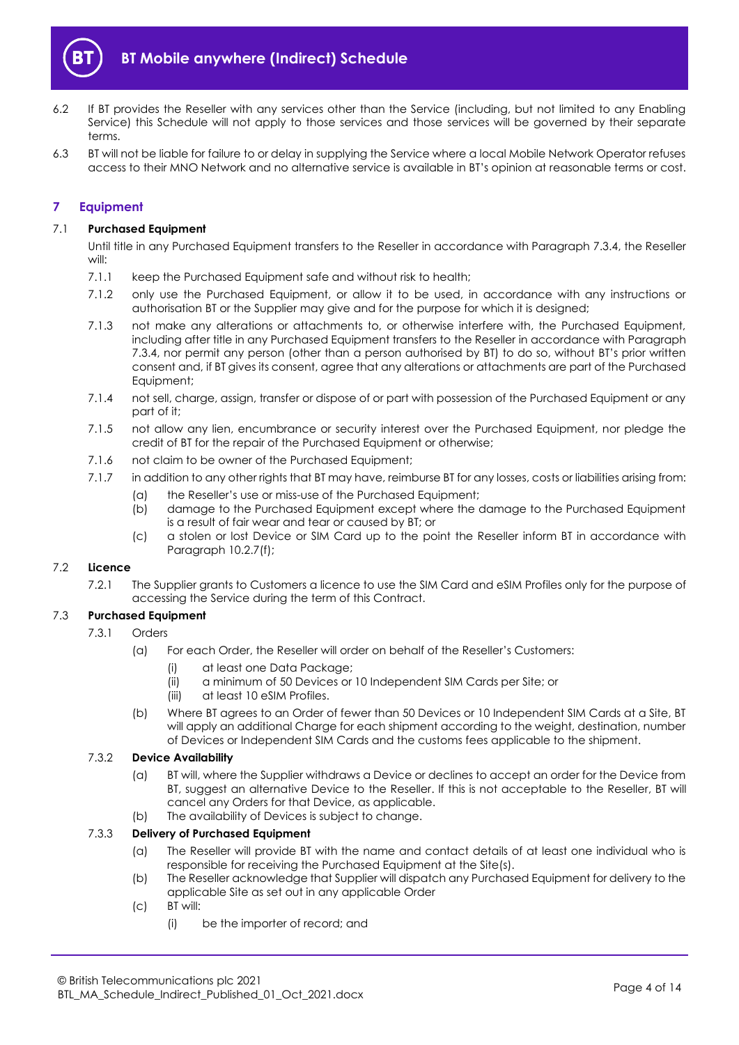6.2 If BT provides the Reseller with any services other than the Service (including, but not limited to any Enabling Service) this Schedule will not apply to those services and those services will be governed by their separate terms.

6.3 BT will not be liable for failure to or delay in supplying the Service where a local Mobile Network Operator refuses access to their MNO Network and no alternative service is available in BT's opinion at reasonable terms or cost.

## 7 Equipment

7.1 **Purchased Equipment**

Until title in any Purchased Equipment transfers to the Reseller in accordance with Paragraph 7.3.4, the Reseller will:

7.1.1 keep the Purchased Equipment safe and without risk to health;

7.1.2 only use the Purchased Equipment, or allow it to be used, in accordance with any instructions or authorisation BT or the Supplier may give and for the purpose for which it is designed;

7.1.3 not make any alterations or attachments to, or otherwise interfere with, the Purchased Equipment, including after title in any Purchased Equipment transfers to the Reseller in accordance with Paragraph 7.3.4, nor permit any person (other than a person authorised by BT) to do so, without BT's prior written consent and, if BT gives its consent, agree that any alterations or attachments are part of the Purchased Equipment;

7.1.4 not sell, charge, assign, transfer or dispose of or part with possession of the Purchased Equipment or any part of it;

7.1.5 not allow any lien, encumbrance or security interest over the Purchased Equipment, nor pledge the credit of BT for the repair of the Purchased Equipment or otherwise;

7.1.6 not claim to be owner of the Purchased Equipment;

7.1.7 in addition to any other rights that BT may have, reimburse BT for any losses, costs or liabilities arising from:

(a) the Reseller's use or miss-use of the Purchased Equipment;

(b) damage to the Purchased Equipment except where the damage to the Purchased Equipment is a result of fair wear and tear or caused by BT; or

(c) a stolen or lost Device or SIM Card up to the point the Reseller inform BT in accordance with Paragraph 10.2.7(f);

7.2 **Licence**

7.2.1 The Supplier grants to Customers a licence to use the SIM Card and eSIM Profiles only for the purpose of accessing the Service during the term of this Contract.

7.3 **Purchased Equipment**

7.3.1 Orders

(a) For each Order, the Reseller will order on behalf of the Reseller's Customers:

(i) at least one Data Package;

(ii) a minimum of 50 Devices or 10 Independent SIM Cards per Site; or

(iii) at least 10 eSIM Profiles.

(b) Where BT agrees to an Order of fewer than 50 Devices or 10 Independent SIM Cards at a Site, BT will apply an additional Charge for each shipment according to the weight, destination, number of Devices or Independent SIM Cards and the customs fees applicable to the shipment.

7.3.2 **Device Availability**

(a) BT will, where the Supplier withdraws a Device or declines to accept an order for the Device from BT, suggest an alternative Device to the Reseller. If this is not acceptable to the Reseller, BT will cancel any Orders for that Device, as applicable.

(b) The availability of Devices is subject to change.

7.3.3 **Delivery of Purchased Equipment**

(a) The Reseller will provide BT with the name and contact details of at least one individual who is responsible for receiving the Purchased Equipment at the Site(s).

(b) The Reseller acknowledge that Supplier will dispatch any Purchased Equipment for delivery to the applicable Site as set out in any applicable Order

(c) BT will:

(i) be the importer of record; and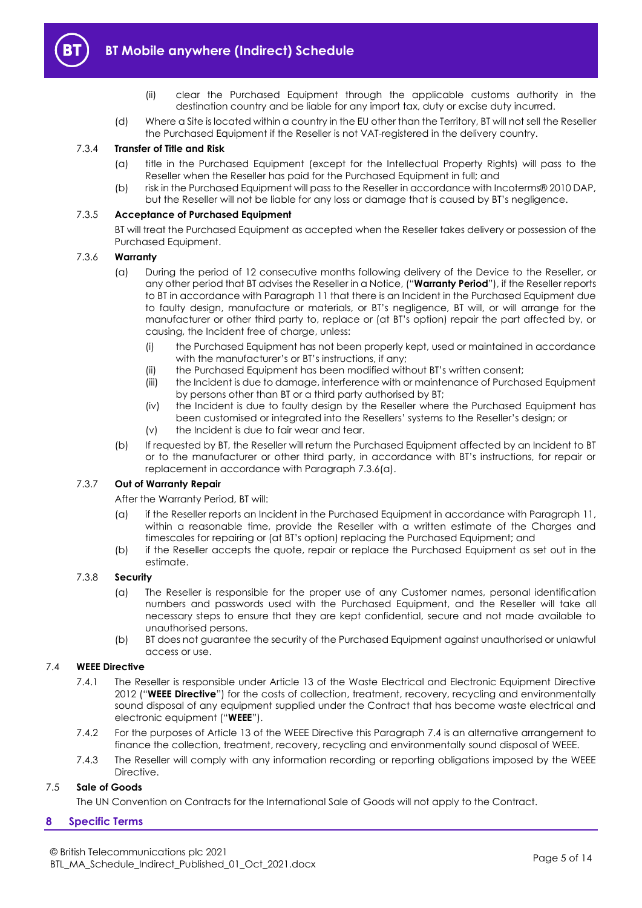(ii) clear the Purchased Equipment through the applicable customs authority in the destination country and be liable for any import tax, duty or excise duty incurred.

(d) Where a Site is located within a country in the EU other than the Territory, BT will not sell the Reseller the Purchased Equipment if the Reseller is not VAT-registered in the delivery country.

#### 7.3.4 Transfer of Title and Risk

(a) title in the Purchased Equipment (except for the Intellectual Property Rights) will pass to the Reseller when the Reseller has paid for the Purchased Equipment in full; and

(b) risk in the Purchased Equipment will pass to the Reseller in accordance with Incoterms® 2010 DAP, but the Reseller will not be liable for any loss or damage that is caused by BT's negligence.

#### 7.3.5 Acceptance of Purchased Equipment

BT will treat the Purchased Equipment as accepted when the Reseller takes delivery or possession of the Purchased Equipment.

#### 7.3.6 Warranty

(a) During the period of 12 consecutive months following delivery of the Device to the Reseller, or any other period that BT advises the Reseller in a Notice, ("**Warranty Period**"), if the Reseller reports to BT in accordance with Paragraph 11 that there is an Incident in the Purchased Equipment due to faulty design, manufacture or materials, or BT's negligence, BT will, or will arrange for the manufacturer or other third party to, replace or (at BT's option) repair the part affected by, or causing, the Incident free of charge, unless:

(i) the Purchased Equipment has not been properly kept, used or maintained in accordance with the manufacturer's or BT's instructions, if any;

(ii) the Purchased Equipment has been modified without BT's written consent;

(iii) the Incident is due to damage, interference with or maintenance of Purchased Equipment by persons other than BT or a third party authorised by BT;

(iv) the Incident is due to faulty design by the Reseller where the Purchased Equipment has been customised or integrated into the Resellers' systems to the Reseller's design; or

(v) the Incident is due to fair wear and tear.

(b) If requested by BT, the Reseller will return the Purchased Equipment affected by an Incident to BT or to the manufacturer or other third party, in accordance with BT's instructions, for repair or replacement in accordance with Paragraph 7.3.6(a).

#### 7.3.7 Out of Warranty Repair

After the Warranty Period, BT will:

(a) if the Reseller reports an Incident in the Purchased Equipment in accordance with Paragraph 11, within a reasonable time, provide the Reseller with a written estimate of the Charges and timescales for repairing or (at BT's option) replacing the Purchased Equipment; and

(b) if the Reseller accepts the quote, repair or replace the Purchased Equipment as set out in the estimate.

#### 7.3.8 Security

(a) The Reseller is responsible for the proper use of any Customer names, personal identification numbers and passwords used with the Purchased Equipment, and the Reseller will take all necessary steps to ensure that they are kept confidential, secure and not made available to unauthorised persons.

(b) BT does not guarantee the security of the Purchased Equipment against unauthorised or unlawful access or use.

### 7.4 WEEE Directive

7.4.1 The Reseller is responsible under Article 13 of the Waste Electrical and Electronic Equipment Directive 2012 ("**WEEE Directive**") for the costs of collection, treatment, recovery, recycling and environmentally sound disposal of any equipment supplied under the Contract that has become waste electrical and electronic equipment ("**WEEE**").

7.4.2 For the purposes of Article 13 of the WEEE Directive this Paragraph 7.4 is an alternative arrangement to finance the collection, treatment, recovery, recycling and environmentally sound disposal of WEEE.

7.4.3 The Reseller will comply with any information recording or reporting obligations imposed by the WEEE Directive.

### 7.5 Sale of Goods

The UN Convention on Contracts for the International Sale of Goods will not apply to the Contract.

## 8 Specific Terms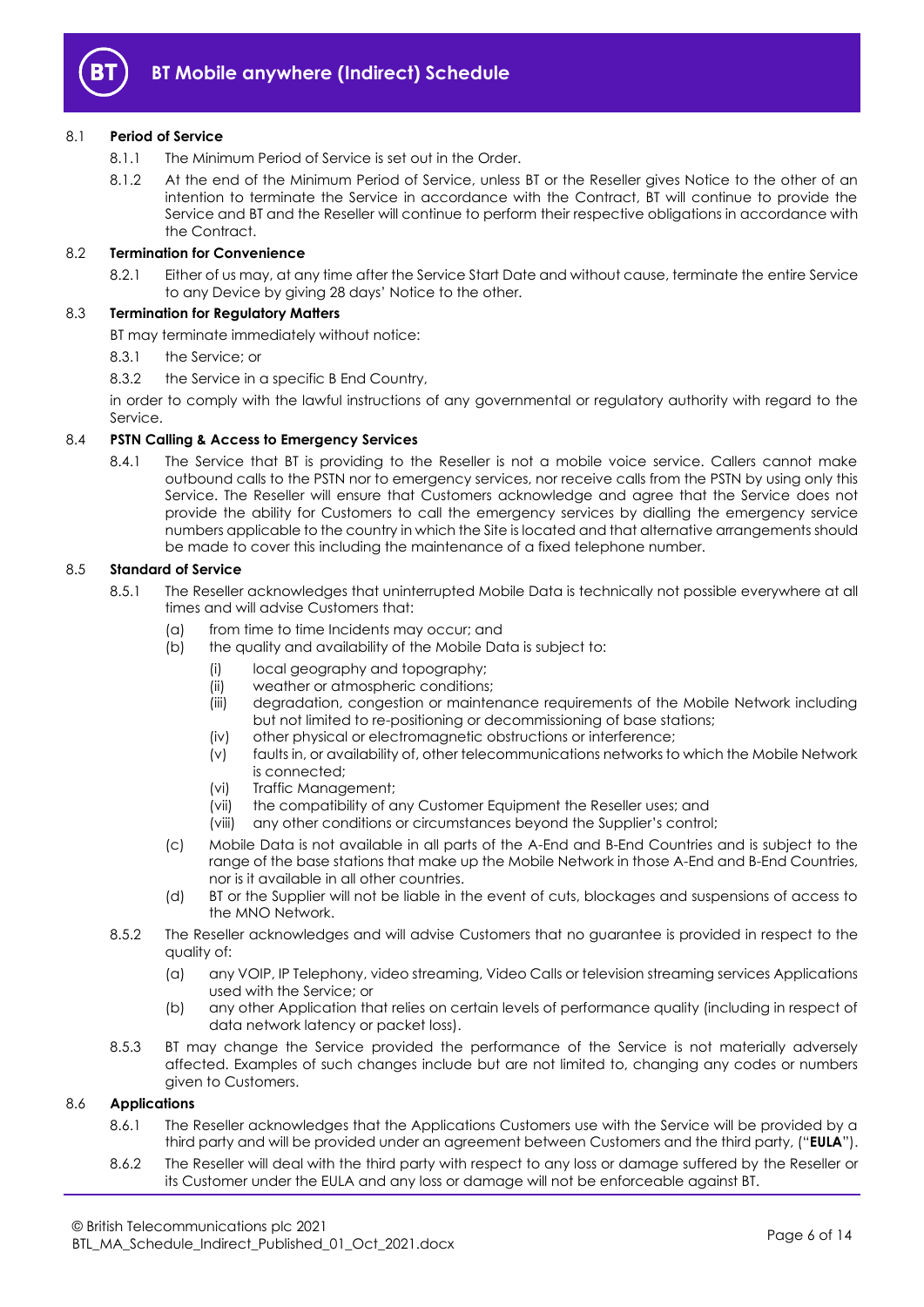### 8.1 **Period of Service**

8.1.1 The Minimum Period of Service is set out in the Order.

8.1.2 At the end of the Minimum Period of Service, unless BT or the Reseller gives Notice to the other of an intention to terminate the Service in accordance with the Contract, BT will continue to provide the Service and BT and the Reseller will continue to perform their respective obligations in accordance with the Contract.

### 8.2 **Termination for Convenience**

8.2.1 Either of us may, at any time after the Service Start Date and without cause, terminate the entire Service to any Device by giving 28 days' Notice to the other.

### 8.3 **Termination for Regulatory Matters**

BT may terminate immediately without notice:

8.3.1 the Service; or

8.3.2 the Service in a specific B End Country,

in order to comply with the lawful instructions of any governmental or regulatory authority with regard to the Service.

### 8.4 **PSTN Calling & Access to Emergency Services**

8.4.1 The Service that BT is providing to the Reseller is not a mobile voice service. Callers cannot make outbound calls to the PSTN nor to emergency services, nor receive calls from the PSTN by using only this Service. The Reseller will ensure that Customers acknowledge and agree that the Service does not provide the ability for Customers to call the emergency services by dialling the emergency service numbers applicable to the country in which the Site is located and that alternative arrangements should be made to cover this including the maintenance of a fixed telephone number.

### 8.5 **Standard of Service**

8.5.1 The Reseller acknowledges that uninterrupted Mobile Data is technically not possible everywhere at all times and will advise Customers that:

(a) from time to time Incidents may occur; and

(b) the quality and availability of the Mobile Data is subject to:

(i) local geography and topography;

(ii) weather or atmospheric conditions;

(iii) degradation, congestion or maintenance requirements of the Mobile Network including but not limited to re-positioning or decommissioning of base stations;

(iv) other physical or electromagnetic obstructions or interference;

(v) faults in, or availability of, other telecommunications networks to which the Mobile Network is connected;

(vi) Traffic Management;

(vii) the compatibility of any Customer Equipment the Reseller uses; and

(viii) any other conditions or circumstances beyond the Supplier's control;

(c) Mobile Data is not available in all parts of the A-End and B-End Countries and is subject to the range of the base stations that make up the Mobile Network in those A-End and B-End Countries, nor is it available in all other countries.

(d) BT or the Supplier will not be liable in the event of cuts, blockages and suspensions of access to the MNO Network.

8.5.2 The Reseller acknowledges and will advise Customers that no guarantee is provided in respect to the quality of:

(a) any VOIP, IP Telephony, video streaming, Video Calls or television streaming services Applications used with the Service; or

(b) any other Application that relies on certain levels of performance quality (including in respect of data network latency or packet loss).

8.5.3 BT may change the Service provided the performance of the Service is not materially adversely affected. Examples of such changes include but are not limited to, changing any codes or numbers given to Customers.

### 8.6 **Applications**

8.6.1 The Reseller acknowledges that the Applications Customers use with the Service will be provided by a third party and will be provided under an agreement between Customers and the third party, ("**EULA**").

8.6.2 The Reseller will deal with the third party with respect to any loss or damage suffered by the Reseller or its Customer under the EULA and any loss or damage will not be enforceable against BT.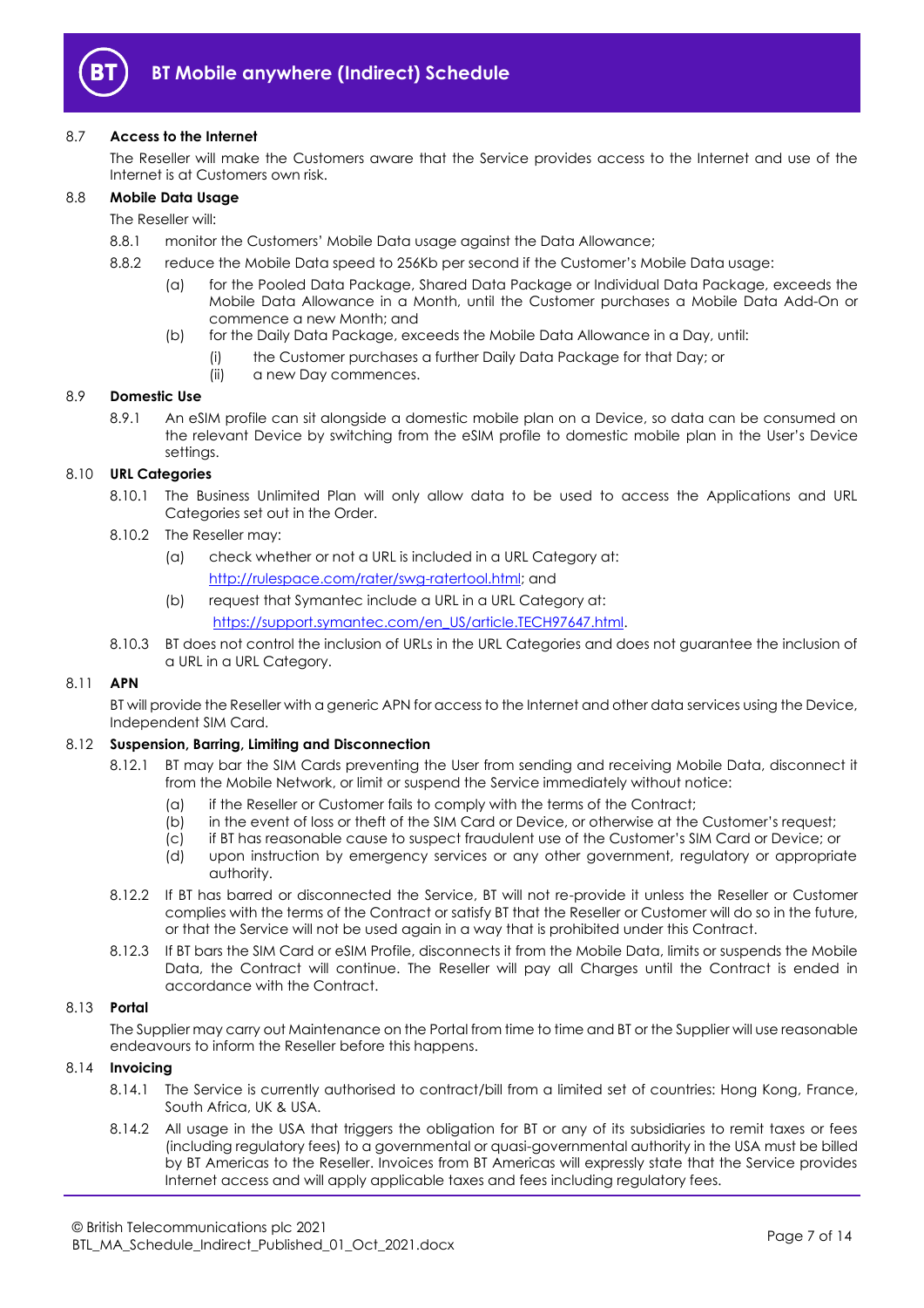### 8.7 Access to the Internet

The Reseller will make the Customers aware that the Service provides access to the Internet and use of the Internet is at Customers own risk.

### 8.8 Mobile Data Usage

The Reseller will:

8.8.1 monitor the Customers' Mobile Data usage against the Data Allowance;

8.8.2 reduce the Mobile Data speed to 256Kb per second if the Customer's Mobile Data usage:

- (a) for the Pooled Data Package, Shared Data Package or Individual Data Package, exceeds the Mobile Data Allowance in a Month, until the Customer purchases a Mobile Data Add-On or commence a new Month; and
- (b) for the Daily Data Package, exceeds the Mobile Data Allowance in a Day, until:
  - (i) the Customer purchases a further Daily Data Package for that Day; or
  - (ii) a new Day commences.

### 8.9 Domestic Use

8.9.1 An eSIM profile can sit alongside a domestic mobile plan on a Device, so data can be consumed on the relevant Device by switching from the eSIM profile to domestic mobile plan in the User's Device settings.

### 8.10 URL Categories

8.10.1 The Business Unlimited Plan will only allow data to be used to access the Applications and URL Categories set out in the Order.

8.10.2 The Reseller may:

- (a) check whether or not a URL is included in a URL Category at: http://rulespace.com/rater/swg-ratertool.html; and
- (b) request that Symantec include a URL in a URL Category at: https://support.symantec.com/en_US/article.TECH97647.html.

8.10.3 BT does not control the inclusion of URLs in the URL Categories and does not guarantee the inclusion of a URL in a URL Category.

### 8.11 APN

BT will provide the Reseller with a generic APN for access to the Internet and other data services using the Device, Independent SIM Card.

### 8.12 Suspension, Barring, Limiting and Disconnection

8.12.1 BT may bar the SIM Cards preventing the User from sending and receiving Mobile Data, disconnect it from the Mobile Network, or limit or suspend the Service immediately without notice:

- (a) if the Reseller or Customer fails to comply with the terms of the Contract;
- (b) in the event of loss or theft of the SIM Card or Device, or otherwise at the Customer's request;
- (c) if BT has reasonable cause to suspect fraudulent use of the Customer's SIM Card or Device; or
- (d) upon instruction by emergency services or any other government, regulatory or appropriate authority.

8.12.2 If BT has barred or disconnected the Service, BT will not re-provide it unless the Reseller or Customer complies with the terms of the Contract or satisfy BT that the Reseller or Customer will do so in the future, or that the Service will not be used again in a way that is prohibited under this Contract.

8.12.3 If BT bars the SIM Card or eSIM Profile, disconnects it from the Mobile Data, limits or suspends the Mobile Data, the Contract will continue. The Reseller will pay all Charges until the Contract is ended in accordance with the Contract.

### 8.13 Portal

The Supplier may carry out Maintenance on the Portal from time to time and BT or the Supplier will use reasonable endeavours to inform the Reseller before this happens.

### 8.14 Invoicing

8.14.1 The Service is currently authorised to contract/bill from a limited set of countries: Hong Kong, France, South Africa, UK & USA.

8.14.2 All usage in the USA that triggers the obligation for BT or any of its subsidiaries to remit taxes or fees (including regulatory fees) to a governmental or quasi-governmental authority in the USA must be billed by BT Americas to the Reseller. Invoices from BT Americas will expressly state that the Service provides Internet access and will apply applicable taxes and fees including regulatory fees.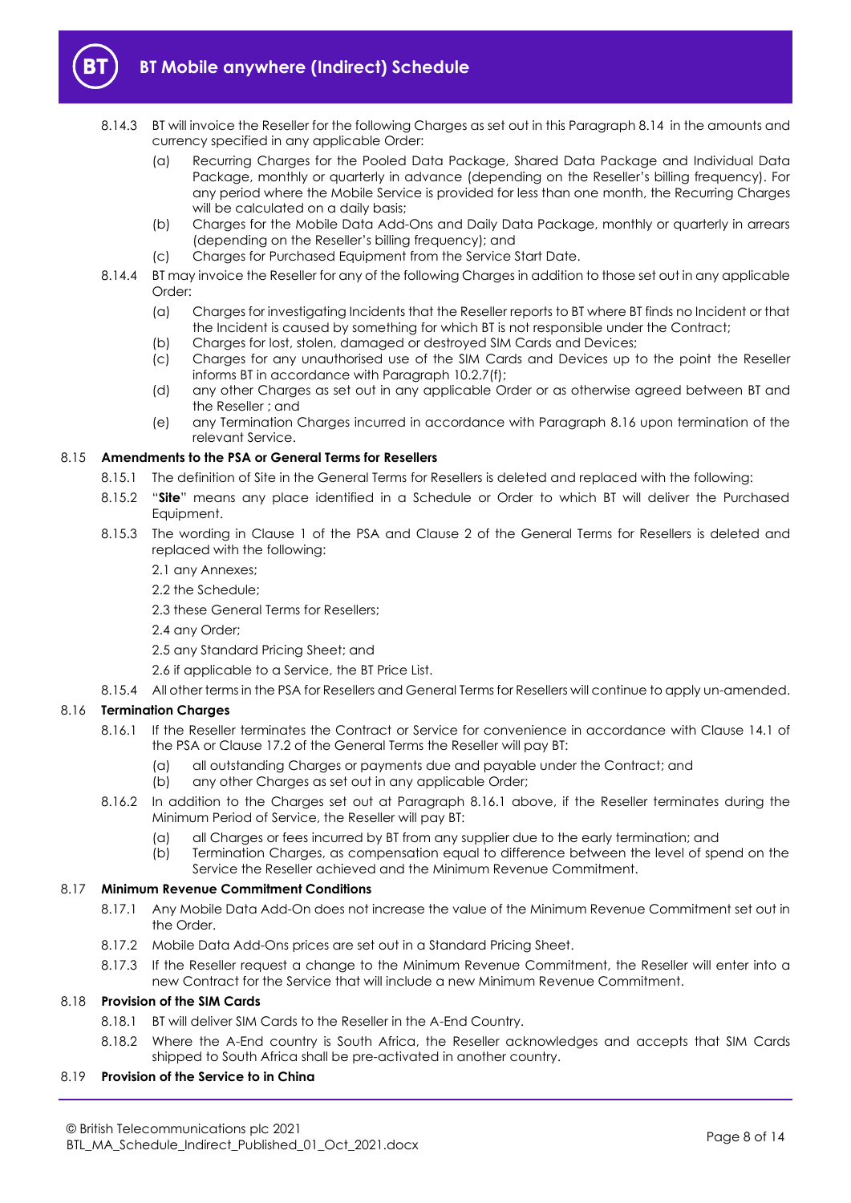8.14.3 BT will invoice the Reseller for the following Charges as set out in this Paragraph 8.14 in the amounts and currency specified in any applicable Order:

(a) Recurring Charges for the Pooled Data Package, Shared Data Package and Individual Data Package, monthly or quarterly in advance (depending on the Reseller's billing frequency). For any period where the Mobile Service is provided for less than one month, the Recurring Charges will be calculated on a daily basis;

(b) Charges for the Mobile Data Add-Ons and Daily Data Package, monthly or quarterly in arrears (depending on the Reseller's billing frequency); and

(c) Charges for Purchased Equipment from the Service Start Date.

8.14.4 BT may invoice the Reseller for any of the following Charges in addition to those set out in any applicable Order:

(a) Charges for investigating Incidents that the Reseller reports to BT where BT finds no Incident or that the Incident is caused by something for which BT is not responsible under the Contract;

(b) Charges for lost, stolen, damaged or destroyed SIM Cards and Devices;

(c) Charges for any unauthorised use of the SIM Cards and Devices up to the point the Reseller informs BT in accordance with Paragraph 10.2.7(f);

(d) any other Charges as set out in any applicable Order or as otherwise agreed between BT and the Reseller ; and

(e) any Termination Charges incurred in accordance with Paragraph 8.16 upon termination of the relevant Service.

### 8.15 Amendments to the PSA or General Terms for Resellers

8.15.1 The definition of Site in the General Terms for Resellers is deleted and replaced with the following:

8.15.2 "**Site**" means any place identified in a Schedule or Order to which BT will deliver the Purchased Equipment.

8.15.3 The wording in Clause 1 of the PSA and Clause 2 of the General Terms for Resellers is deleted and replaced with the following:

2.1 any Annexes;

2.2 the Schedule;

2.3 these General Terms for Resellers;

2.4 any Order;

2.5 any Standard Pricing Sheet; and

2.6 if applicable to a Service, the BT Price List.

8.15.4 All other terms in the PSA for Resellers and General Terms for Resellers will continue to apply un-amended.

### 8.16 Termination Charges

8.16.1 If the Reseller terminates the Contract or Service for convenience in accordance with Clause 14.1 of the PSA or Clause 17.2 of the General Terms the Reseller will pay BT:

(a) all outstanding Charges or payments due and payable under the Contract; and

(b) any other Charges as set out in any applicable Order;

8.16.2 In addition to the Charges set out at Paragraph 8.16.1 above, if the Reseller terminates during the Minimum Period of Service, the Reseller will pay BT:

(a) all Charges or fees incurred by BT from any supplier due to the early termination; and

(b) Termination Charges, as compensation equal to difference between the level of spend on the Service the Reseller achieved and the Minimum Revenue Commitment.

### 8.17 Minimum Revenue Commitment Conditions

8.17.1 Any Mobile Data Add-On does not increase the value of the Minimum Revenue Commitment set out in the Order.

8.17.2 Mobile Data Add-Ons prices are set out in a Standard Pricing Sheet.

8.17.3 If the Reseller request a change to the Minimum Revenue Commitment, the Reseller will enter into a new Contract for the Service that will include a new Minimum Revenue Commitment.

### 8.18 Provision of the SIM Cards

8.18.1 BT will deliver SIM Cards to the Reseller in the A-End Country.

8.18.2 Where the A-End country is South Africa, the Reseller acknowledges and accepts that SIM Cards shipped to South Africa shall be pre-activated in another country.

### 8.19 Provision of the Service to in China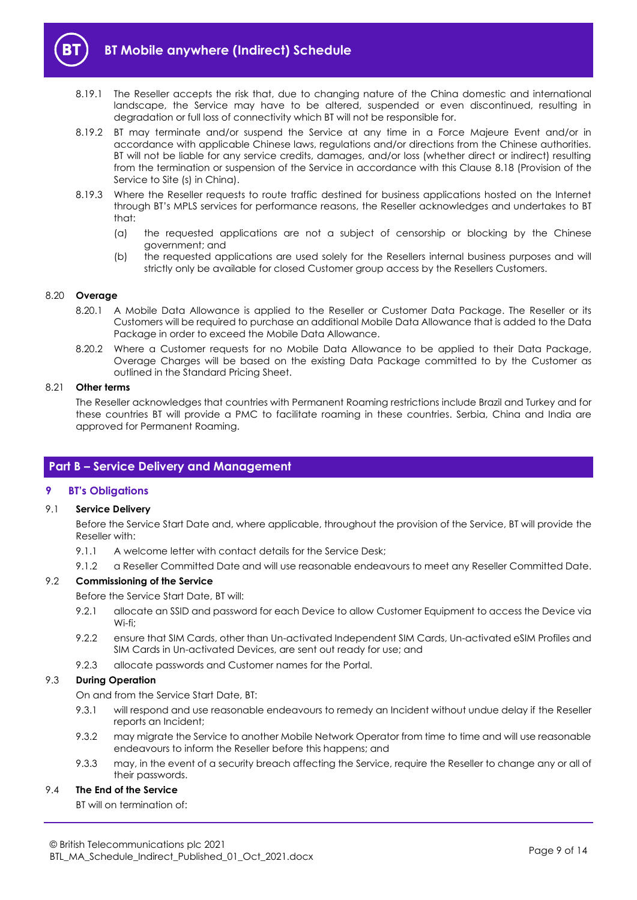8.19.1 The Reseller accepts the risk that, due to changing nature of the China domestic and international landscape, the Service may have to be altered, suspended or even discontinued, resulting in degradation or full loss of connectivity which BT will not be responsible for.

8.19.2 BT may terminate and/or suspend the Service at any time in a Force Majeure Event and/or in accordance with applicable Chinese laws, regulations and/or directions from the Chinese authorities. BT will not be liable for any service credits, damages, and/or loss (whether direct or indirect) resulting from the termination or suspension of the Service in accordance with this Clause 8.18 (Provision of the Service to Site (s) in China).

8.19.3 Where the Reseller requests to route traffic destined for business applications hosted on the Internet through BT's MPLS services for performance reasons, the Reseller acknowledges and undertakes to BT that:

(a) the requested applications are not a subject of censorship or blocking by the Chinese government; and

(b) the requested applications are used solely for the Resellers internal business purposes and will strictly only be available for closed Customer group access by the Resellers Customers.

8.20 **Overage**

8.20.1 A Mobile Data Allowance is applied to the Reseller or Customer Data Package. The Reseller or its Customers will be required to purchase an additional Mobile Data Allowance that is added to the Data Package in order to exceed the Mobile Data Allowance.

8.20.2 Where a Customer requests for no Mobile Data Allowance to be applied to their Data Package, Overage Charges will be based on the existing Data Package committed to by the Customer as outlined in the Standard Pricing Sheet.

8.21 **Other terms**

The Reseller acknowledges that countries with Permanent Roaming restrictions include Brazil and Turkey and for these countries BT will provide a PMC to facilitate roaming in these countries. Serbia, China and India are approved for Permanent Roaming.

## Part B – Service Delivery and Management

### 9 BT's Obligations

9.1 **Service Delivery**

Before the Service Start Date and, where applicable, throughout the provision of the Service, BT will provide the Reseller with:

9.1.1 A welcome letter with contact details for the Service Desk;

9.1.2 a Reseller Committed Date and will use reasonable endeavours to meet any Reseller Committed Date.

9.2 **Commissioning of the Service**

Before the Service Start Date, BT will:

9.2.1 allocate an SSID and password for each Device to allow Customer Equipment to access the Device via Wi-fi;

9.2.2 ensure that SIM Cards, other than Un-activated Independent SIM Cards, Un-activated eSIM Profiles and SIM Cards in Un-activated Devices, are sent out ready for use; and

9.2.3 allocate passwords and Customer names for the Portal.

9.3 **During Operation**

On and from the Service Start Date, BT:

9.3.1 will respond and use reasonable endeavours to remedy an Incident without undue delay if the Reseller reports an Incident;

9.3.2 may migrate the Service to another Mobile Network Operator from time to time and will use reasonable endeavours to inform the Reseller before this happens; and

9.3.3 may, in the event of a security breach affecting the Service, require the Reseller to change any or all of their passwords.

9.4 **The End of the Service**

BT will on termination of: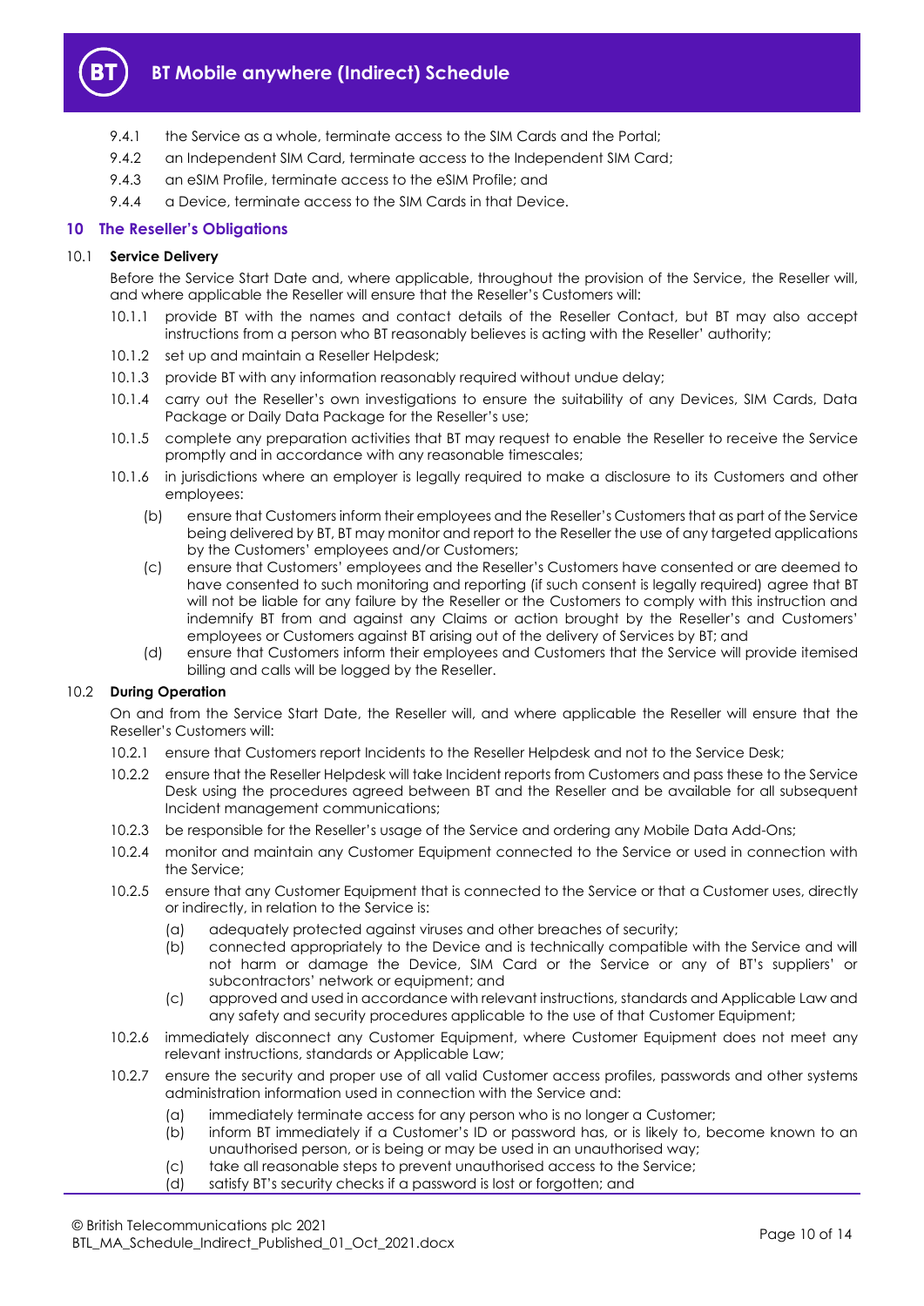9.4.1 the Service as a whole, terminate access to the SIM Cards and the Portal;

9.4.2 an Independent SIM Card, terminate access to the Independent SIM Card;

9.4.3 an eSIM Profile, terminate access to the eSIM Profile; and

9.4.4 a Device, terminate access to the SIM Cards in that Device.

## 10 The Reseller's Obligations

### 10.1 Service Delivery

Before the Service Start Date and, where applicable, throughout the provision of the Service, the Reseller will, and where applicable the Reseller will ensure that the Reseller's Customers will:

10.1.1 provide BT with the names and contact details of the Reseller Contact, but BT may also accept instructions from a person who BT reasonably believes is acting with the Reseller' authority;

10.1.2 set up and maintain a Reseller Helpdesk;

10.1.3 provide BT with any information reasonably required without undue delay;

10.1.4 carry out the Reseller's own investigations to ensure the suitability of any Devices, SIM Cards, Data Package or Daily Data Package for the Reseller's use;

10.1.5 complete any preparation activities that BT may request to enable the Reseller to receive the Service promptly and in accordance with any reasonable timescales;

10.1.6 in jurisdictions where an employer is legally required to make a disclosure to its Customers and other employees:

(b) ensure that Customers inform their employees and the Reseller's Customers that as part of the Service being delivered by BT, BT may monitor and report to the Reseller the use of any targeted applications by the Customers' employees and/or Customers;

(c) ensure that Customers' employees and the Reseller's Customers have consented or are deemed to have consented to such monitoring and reporting (if such consent is legally required) agree that BT will not be liable for any failure by the Reseller or the Customers to comply with this instruction and indemnify BT from and against any Claims or action brought by the Reseller's and Customers' employees or Customers against BT arising out of the delivery of Services by BT; and

(d) ensure that Customers inform their employees and Customers that the Service will provide itemised billing and calls will be logged by the Reseller.

### 10.2 During Operation

On and from the Service Start Date, the Reseller will, and where applicable the Reseller will ensure that the Reseller's Customers will:

10.2.1 ensure that Customers report Incidents to the Reseller Helpdesk and not to the Service Desk;

10.2.2 ensure that the Reseller Helpdesk will take Incident reports from Customers and pass these to the Service Desk using the procedures agreed between BT and the Reseller and be available for all subsequent Incident management communications;

10.2.3 be responsible for the Reseller's usage of the Service and ordering any Mobile Data Add-Ons;

10.2.4 monitor and maintain any Customer Equipment connected to the Service or used in connection with the Service;

10.2.5 ensure that any Customer Equipment that is connected to the Service or that a Customer uses, directly or indirectly, in relation to the Service is:

(a) adequately protected against viruses and other breaches of security;

(b) connected appropriately to the Device and is technically compatible with the Service and will not harm or damage the Device, SIM Card or the Service or any of BT's suppliers' or subcontractors' network or equipment; and

(c) approved and used in accordance with relevant instructions, standards and Applicable Law and any safety and security procedures applicable to the use of that Customer Equipment;

10.2.6 immediately disconnect any Customer Equipment, where Customer Equipment does not meet any relevant instructions, standards or Applicable Law;

10.2.7 ensure the security and proper use of all valid Customer access profiles, passwords and other systems administration information used in connection with the Service and:

(a) immediately terminate access for any person who is no longer a Customer;

(b) inform BT immediately if a Customer's ID or password has, or is likely to, become known to an unauthorised person, or is being or may be used in an unauthorised way;

(c) take all reasonable steps to prevent unauthorised access to the Service;

(d) satisfy BT's security checks if a password is lost or forgotten; and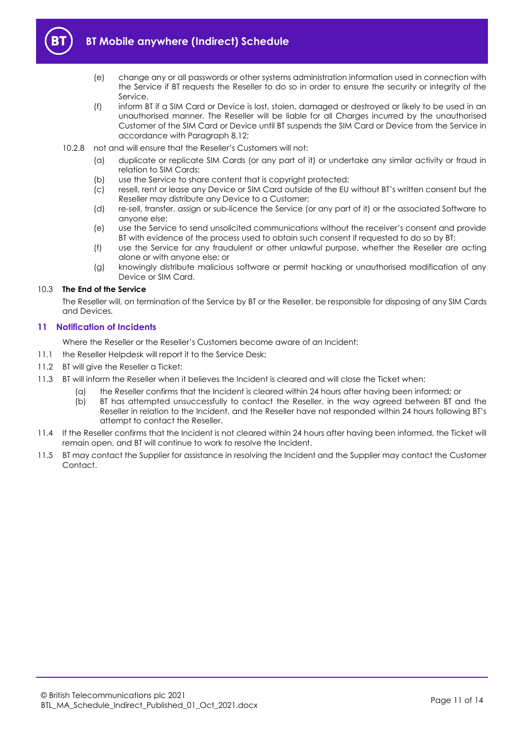(e) change any or all passwords or other systems administration information used in connection with the Service if BT requests the Reseller to do so in order to ensure the security or integrity of the Service.

(f) inform BT if a SIM Card or Device is lost, stolen, damaged or destroyed or likely to be used in an unauthorised manner. The Reseller will be liable for all Charges incurred by the unauthorised Customer of the SIM Card or Device until BT suspends the SIM Card or Device from the Service in accordance with Paragraph 8.12;

10.2.8 not and will ensure that the Reseller's Customers will not:

(a) duplicate or replicate SIM Cards (or any part of it) or undertake any similar activity or fraud in relation to SIM Cards;

(b) use the Service to share content that is copyright protected;

(c) resell, rent or lease any Device or SIM Card outside of the EU without BT's written consent but the Reseller may distribute any Device to a Customer;

(d) re-sell, transfer, assign or sub-licence the Service (or any part of it) or the associated Software to anyone else;

(e) use the Service to send unsolicited communications without the receiver's consent and provide BT with evidence of the process used to obtain such consent if requested to do so by BT;

(f) use the Service for any fraudulent or other unlawful purpose, whether the Reseller are acting alone or with anyone else; or

(g) knowingly distribute malicious software or permit hacking or unauthorised modification of any Device or SIM Card.

10.3 **The End of the Service**

The Reseller will, on termination of the Service by BT or the Reseller, be responsible for disposing of any SIM Cards and Devices.

## 11 Notification of Incidents

Where the Reseller or the Reseller's Customers become aware of an Incident:

11.1 the Reseller Helpdesk will report it to the Service Desk;

11.2 BT will give the Reseller a Ticket;

11.3 BT will inform the Reseller when it believes the Incident is cleared and will close the Ticket when:

(a) the Reseller confirms that the Incident is cleared within 24 hours after having been informed; or

(b) BT has attempted unsuccessfully to contact the Reseller, in the way agreed between BT and the Reseller in relation to the Incident, and the Reseller have not responded within 24 hours following BT's attempt to contact the Reseller.

11.4 If the Reseller confirms that the Incident is not cleared within 24 hours after having been informed, the Ticket will remain open, and BT will continue to work to resolve the Incident.

11.5 BT may contact the Supplier for assistance in resolving the Incident and the Supplier may contact the Customer Contact.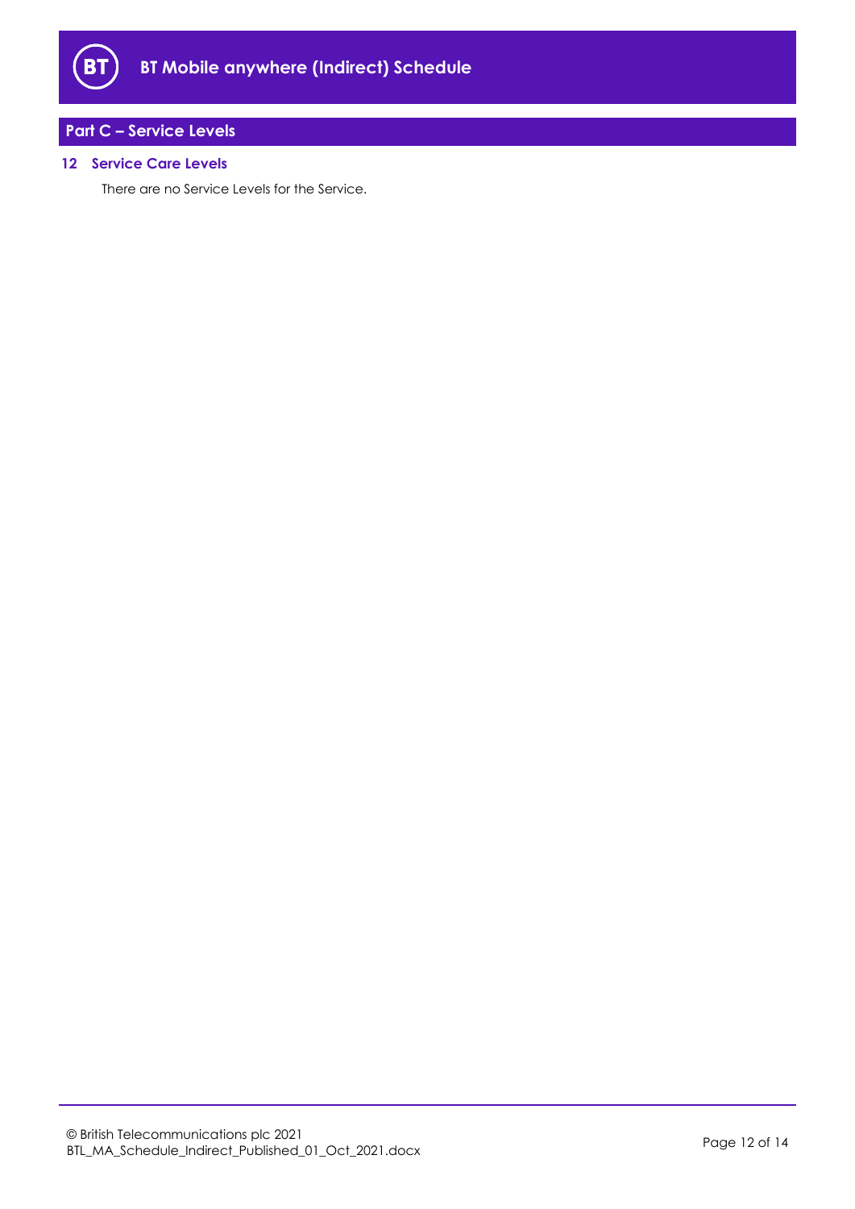## Part C – Service Levels

### 12 Service Care Levels

There are no Service Levels for the Service.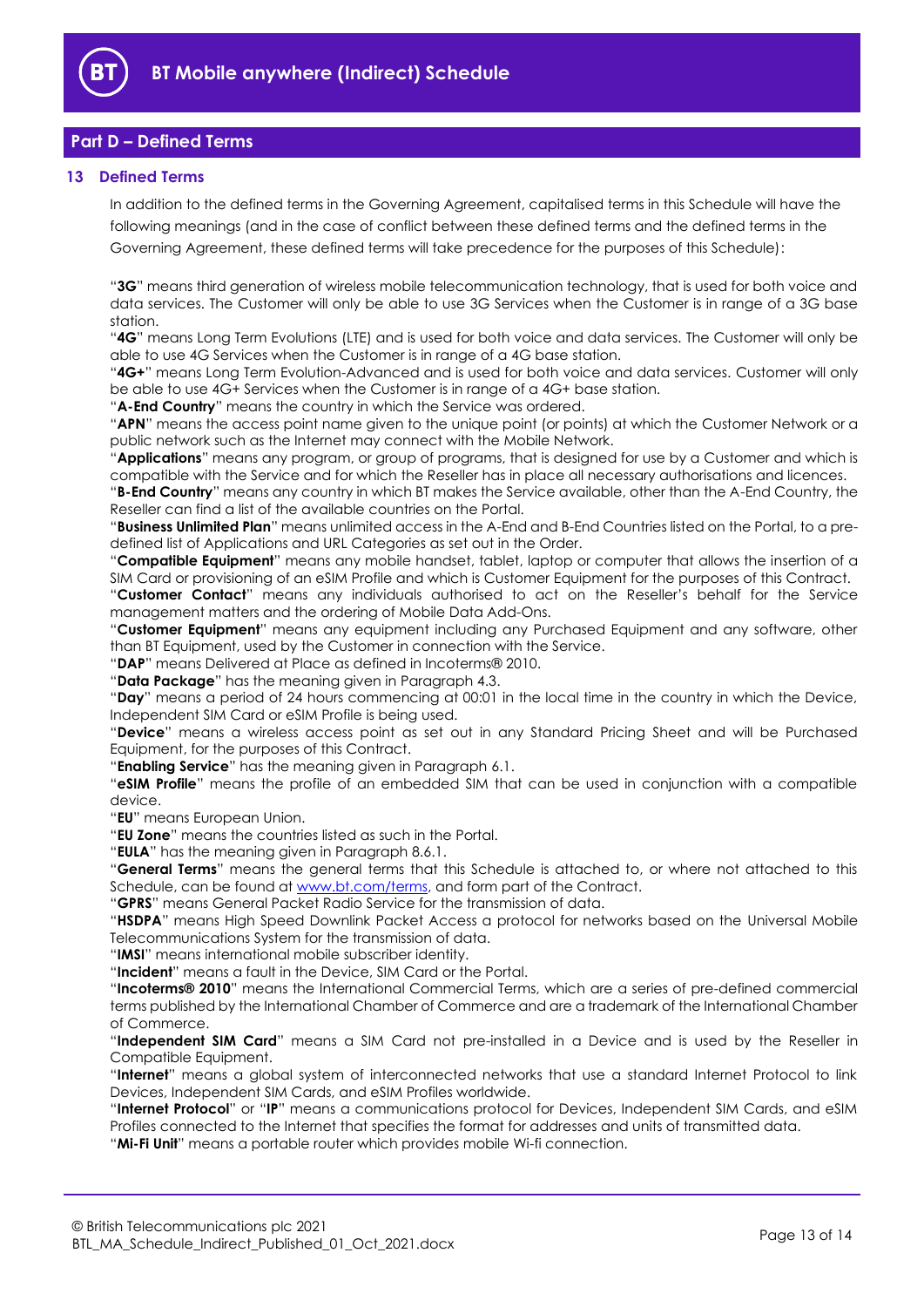## Part D – Defined Terms

### 13 Defined Terms

In addition to the defined terms in the Governing Agreement, capitalised terms in this Schedule will have the following meanings (and in the case of conflict between these defined terms and the defined terms in the Governing Agreement, these defined terms will take precedence for the purposes of this Schedule):

"**3G**" means third generation of wireless mobile telecommunication technology, that is used for both voice and data services. The Customer will only be able to use 3G Services when the Customer is in range of a 3G base station.

"**4G**" means Long Term Evolutions (LTE) and is used for both voice and data services. The Customer will only be able to use 4G Services when the Customer is in range of a 4G base station.

"**4G+**" means Long Term Evolution-Advanced and is used for both voice and data services. Customer will only be able to use 4G+ Services when the Customer is in range of a 4G+ base station.

"**A-End Country**" means the country in which the Service was ordered.

"**APN**" means the access point name given to the unique point (or points) at which the Customer Network or a public network such as the Internet may connect with the Mobile Network.

"**Applications**" means any program, or group of programs, that is designed for use by a Customer and which is compatible with the Service and for which the Reseller has in place all necessary authorisations and licences.

"**B-End Country**" means any country in which BT makes the Service available, other than the A-End Country, the Reseller can find a list of the available countries on the Portal.

"**Business Unlimited Plan**" means unlimited access in the A-End and B-End Countries listed on the Portal, to a pre-defined list of Applications and URL Categories as set out in the Order.

"**Compatible Equipment**" means any mobile handset, tablet, laptop or computer that allows the insertion of a SIM Card or provisioning of an eSIM Profile and which is Customer Equipment for the purposes of this Contract.

"**Customer Contact**" means any individuals authorised to act on the Reseller's behalf for the Service management matters and the ordering of Mobile Data Add-Ons.

"**Customer Equipment**" means any equipment including any Purchased Equipment and any software, other than BT Equipment, used by the Customer in connection with the Service.

"**DAP**" means Delivered at Place as defined in Incoterms® 2010.

"**Data Package**" has the meaning given in Paragraph 4.3.

"**Day**" means a period of 24 hours commencing at 00:01 in the local time in the country in which the Device, Independent SIM Card or eSIM Profile is being used.

"**Device**" means a wireless access point as set out in any Standard Pricing Sheet and will be Purchased Equipment, for the purposes of this Contract.

"**Enabling Service**" has the meaning given in Paragraph 6.1.

"**eSIM Profile**" means the profile of an embedded SIM that can be used in conjunction with a compatible device.

"**EU**" means European Union.

"**EU Zone**" means the countries listed as such in the Portal.

"**EULA**" has the meaning given in Paragraph 8.6.1.

"**General Terms**" means the general terms that this Schedule is attached to, or where not attached to this Schedule, can be found at [www.bt.com/terms](http://www.bt.com/terms), and form part of the Contract.

"**GPRS**" means General Packet Radio Service for the transmission of data.

"**HSDPA**" means High Speed Downlink Packet Access a protocol for networks based on the Universal Mobile Telecommunications System for the transmission of data.

"**IMSI**" means international mobile subscriber identity.

"**Incident**" means a fault in the Device, SIM Card or the Portal.

"**Incoterms® 2010**" means the International Commercial Terms, which are a series of pre-defined commercial terms published by the International Chamber of Commerce and are a trademark of the International Chamber of Commerce.

"**Independent SIM Card**" means a SIM Card not pre-installed in a Device and is used by the Reseller in Compatible Equipment.

"**Internet**" means a global system of interconnected networks that use a standard Internet Protocol to link Devices, Independent SIM Cards, and eSIM Profiles worldwide.

"**Internet Protocol**" or "**IP**" means a communications protocol for Devices, Independent SIM Cards, and eSIM Profiles connected to the Internet that specifies the format for addresses and units of transmitted data.

"**Mi-Fi Unit**" means a portable router which provides mobile Wi-fi connection.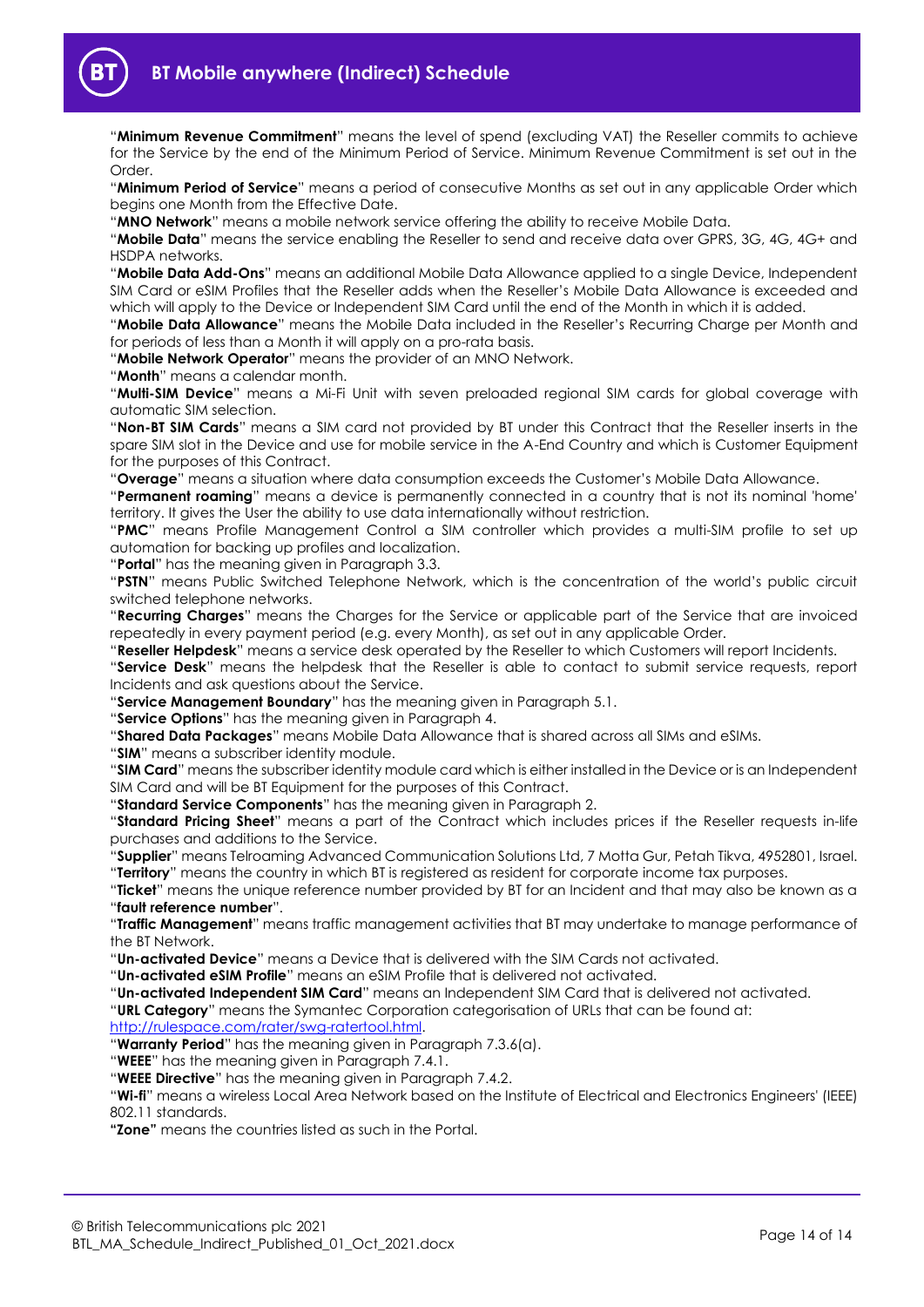"**Minimum Revenue Commitment**" means the level of spend (excluding VAT) the Reseller commits to achieve for the Service by the end of the Minimum Period of Service. Minimum Revenue Commitment is set out in the Order.

"**Minimum Period of Service**" means a period of consecutive Months as set out in any applicable Order which begins one Month from the Effective Date.

"**MNO Network**" means a mobile network service offering the ability to receive Mobile Data.

"**Mobile Data**" means the service enabling the Reseller to send and receive data over GPRS, 3G, 4G, 4G+ and HSDPA networks.

"**Mobile Data Add-Ons**" means an additional Mobile Data Allowance applied to a single Device, Independent SIM Card or eSIM Profiles that the Reseller adds when the Reseller's Mobile Data Allowance is exceeded and which will apply to the Device or Independent SIM Card until the end of the Month in which it is added.

"**Mobile Data Allowance**" means the Mobile Data included in the Reseller's Recurring Charge per Month and for periods of less than a Month it will apply on a pro-rata basis.

"**Mobile Network Operator**" means the provider of an MNO Network.

"**Month**" means a calendar month.

"**Multi-SIM Device**" means a Mi-Fi Unit with seven preloaded regional SIM cards for global coverage with automatic SIM selection.

"**Non-BT SIM Cards**" means a SIM card not provided by BT under this Contract that the Reseller inserts in the spare SIM slot in the Device and use for mobile service in the A-End Country and which is Customer Equipment for the purposes of this Contract.

"**Overage**" means a situation where data consumption exceeds the Customer's Mobile Data Allowance.

"**Permanent roaming**" means a device is permanently connected in a country that is not its nominal 'home' territory. It gives the User the ability to use data internationally without restriction.

"**PMC**" means Profile Management Control a SIM controller which provides a multi-SIM profile to set up automation for backing up profiles and localization.

"**Portal**" has the meaning given in Paragraph 3.3.

"**PSTN**" means Public Switched Telephone Network, which is the concentration of the world's public circuit switched telephone networks.

"**Recurring Charges**" means the Charges for the Service or applicable part of the Service that are invoiced repeatedly in every payment period (e.g. every Month), as set out in any applicable Order.

"**Reseller Helpdesk**" means a service desk operated by the Reseller to which Customers will report Incidents.

"**Service Desk**" means the helpdesk that the Reseller is able to contact to submit service requests, report Incidents and ask questions about the Service.

"**Service Management Boundary**" has the meaning given in Paragraph 5.1.

"**Service Options**" has the meaning given in Paragraph 4.

"**Shared Data Packages**" means Mobile Data Allowance that is shared across all SIMs and eSIMs.

"**SIM**" means a subscriber identity module.

"**SIM Card**" means the subscriber identity module card which is either installed in the Device or is an Independent SIM Card and will be BT Equipment for the purposes of this Contract.

"**Standard Service Components**" has the meaning given in Paragraph 2.

"**Standard Pricing Sheet**" means a part of the Contract which includes prices if the Reseller requests in-life purchases and additions to the Service.

"**Supplier**" means Telroaming Advanced Communication Solutions Ltd, 7 Motta Gur, Petah Tikva, 4952801, Israel.

"**Territory**" means the country in which BT is registered as resident for corporate income tax purposes.

"**Ticket**" means the unique reference number provided by BT for an Incident and that may also be known as a "**fault reference number**".

"**Traffic Management**" means traffic management activities that BT may undertake to manage performance of the BT Network.

"**Un-activated Device**" means a Device that is delivered with the SIM Cards not activated.

"**Un-activated eSIM Profile**" means an eSIM Profile that is delivered not activated.

"**Un-activated Independent SIM Card**" means an Independent SIM Card that is delivered not activated.

"**URL Category**" means the Symantec Corporation categorisation of URLs that can be found at: http://rulespace.com/rater/swg-ratertool.html.

"**Warranty Period**" has the meaning given in Paragraph 7.3.6(a).

"**WEEE**" has the meaning given in Paragraph 7.4.1.

"**WEEE Directive**" has the meaning given in Paragraph 7.4.2.

"**Wi-fi**" means a wireless Local Area Network based on the Institute of Electrical and Electronics Engineers' (IEEE) 802.11 standards.

**"Zone"** means the countries listed as such in the Portal.